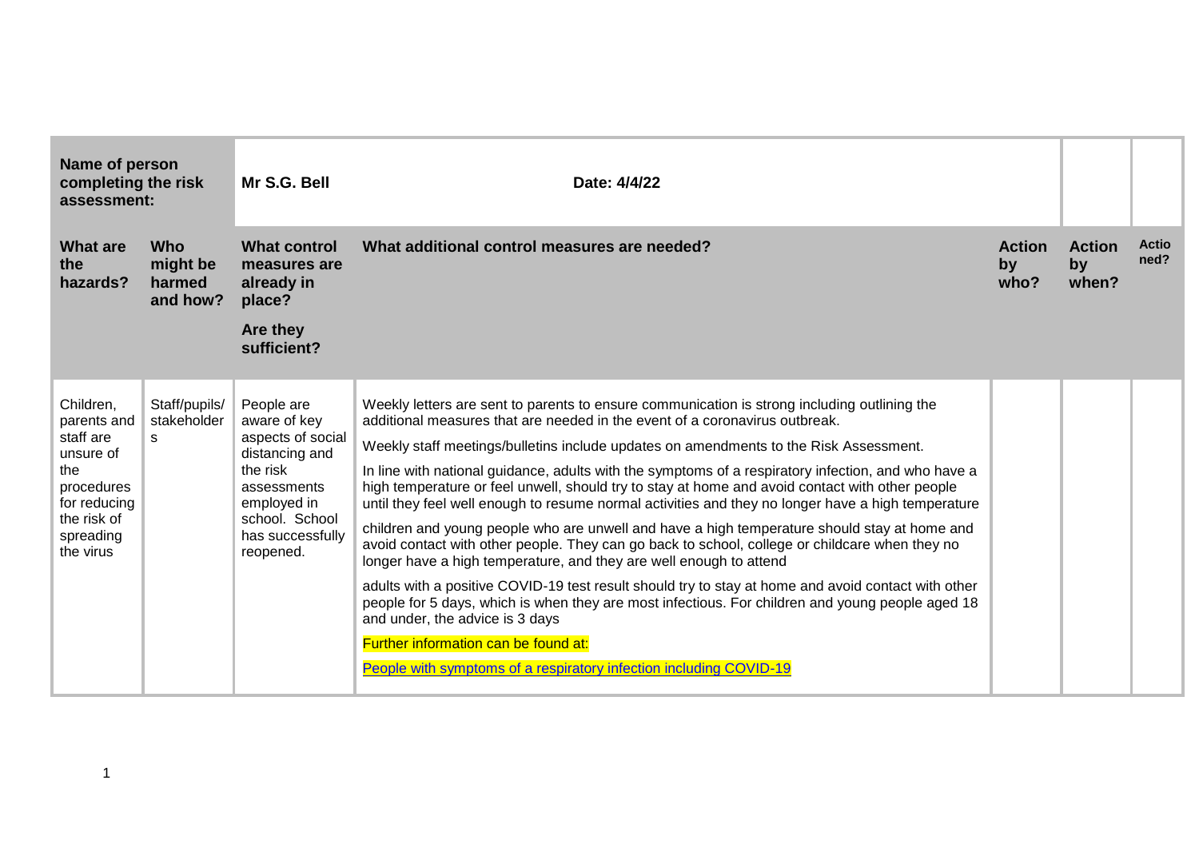| Name of person completing the risk assessment: | | Mr S.G. Bell | Date: 4/4/22 | | | |
|---|---|---|---|---|---|---|
| **What are the hazards?** | **Who might be harmed and how?** | **What control measures are already in place?**<br><br>**Are they sufficient?** | **What additional control measures are needed?** | **Action by who?** | **Action by when?** | **Actioned?** |
| Children, parents and staff are unsure of the procedures for reducing the risk of spreading the virus | Staff/pupils/ stakeholders | People are aware of key aspects of social distancing and the risk assessments employed in school. School has successfully reopened. | Weekly letters are sent to parents to ensure communication is strong including outlining the additional measures that are needed in the event of a coronavirus outbreak.<br><br>Weekly staff meetings/bulletins include updates on amendments to the Risk Assessment.<br><br>In line with national guidance, adults with the symptoms of a respiratory infection, and who have a high temperature or feel unwell, should try to stay at home and avoid contact with other people until they feel well enough to resume normal activities and they no longer have a high temperature<br><br>children and young people who are unwell and have a high temperature should stay at home and avoid contact with other people. They can go back to school, college or childcare when they no longer have a high temperature, and they are well enough to attend<br><br>adults with a positive COVID-19 test result should try to stay at home and avoid contact with other people for 5 days, which is when they are most infectious. For children and young people aged 18 and under, the advice is 3 days<br><br>Further information can be found at:<br><br>People with symptoms of a respiratory infection including COVID-19 | | | |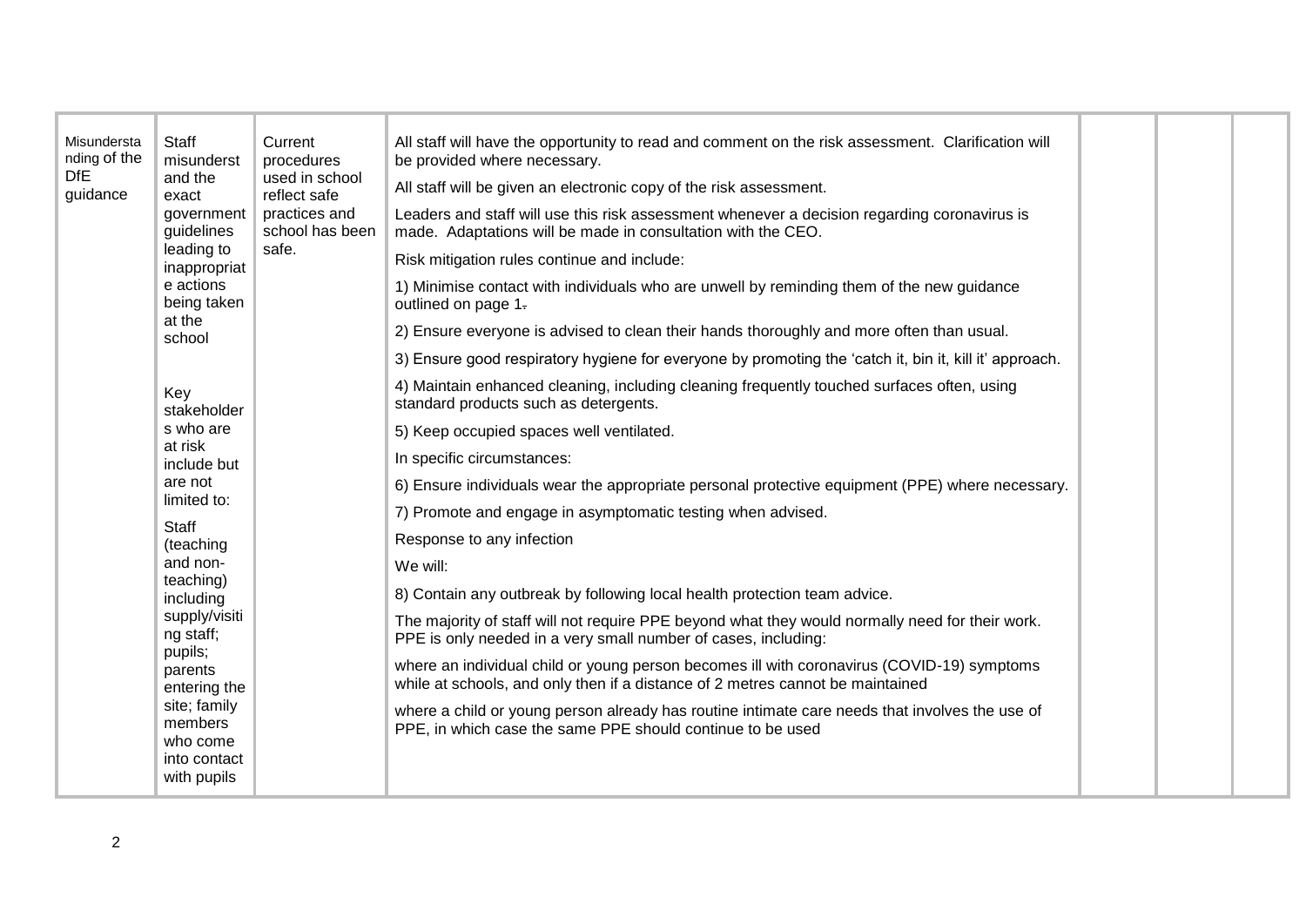| Misunderstanding of the DfE guidance | Staff misunderstand the exact government guidelines leading to inappropriate actions being taken at the school<br><br>Key stakeholders who are at risk include but are not limited to:<br>Staff (teaching and non-teaching) including supply/visiting staff; pupils; parents entering the site; family members who come into contact with pupils | Current procedures used in school reflect safe practices and school has been safe. | All staff will have the opportunity to read and comment on the risk assessment. Clarification will be provided where necessary.<br>All staff will be given an electronic copy of the risk assessment.<br>Leaders and staff will use this risk assessment whenever a decision regarding coronavirus is made. Adaptations will be made in consultation with the CEO.<br>Risk mitigation rules continue and include:<br>1) Minimise contact with individuals who are unwell by reminding them of the new guidance outlined on page 1.<br>2) Ensure everyone is advised to clean their hands thoroughly and more often than usual.<br>3) Ensure good respiratory hygiene for everyone by promoting the 'catch it, bin it, kill it' approach.<br>4) Maintain enhanced cleaning, including cleaning frequently touched surfaces often, using standard products such as detergents.<br>5) Keep occupied spaces well ventilated.<br>In specific circumstances:<br>6) Ensure individuals wear the appropriate personal protective equipment (PPE) where necessary.<br>7) Promote and engage in asymptomatic testing when advised.<br>Response to any infection<br>We will:<br>8) Contain any outbreak by following local health protection team advice.<br>The majority of staff will not require PPE beyond what they would normally need for their work. PPE is only needed in a very small number of cases, including:<br>where an individual child or young person becomes ill with coronavirus (COVID-19) symptoms while at schools, and only then if a distance of 2 metres cannot be maintained<br>where a child or young person already has routine intimate care needs that involves the use of PPE, in which case the same PPE should continue to be used | | | |
|---|---|---|---|---|---|---|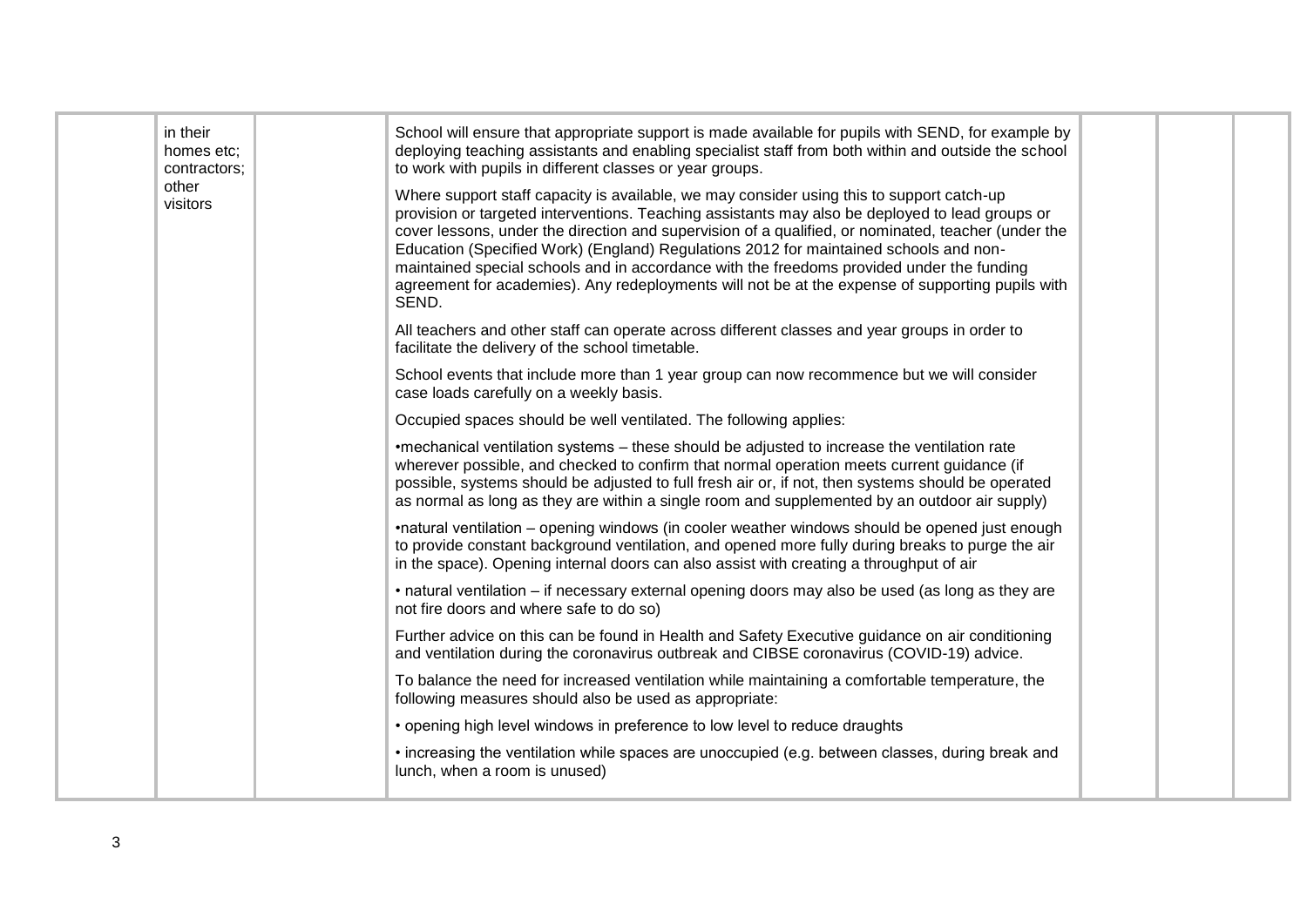| | | | | | | |
|---|---|---|---|---|---|---|
| | in their homes etc; contractors; other visitors | | School will ensure that appropriate support is made available for pupils with SEND, for example by deploying teaching assistants and enabling specialist staff from both within and outside the school to work with pupils in different classes or year groups.<br><br>Where support staff capacity is available, we may consider using this to support catch-up provision or targeted interventions. Teaching assistants may also be deployed to lead groups or cover lessons, under the direction and supervision of a qualified, or nominated, teacher (under the Education (Specified Work) (England) Regulations 2012 for maintained schools and non-maintained special schools and in accordance with the freedoms provided under the funding agreement for academies). Any redeployments will not be at the expense of supporting pupils with SEND.<br><br>All teachers and other staff can operate across different classes and year groups in order to facilitate the delivery of the school timetable.<br><br>School events that include more than 1 year group can now recommence but we will consider case loads carefully on a weekly basis.<br><br>Occupied spaces should be well ventilated. The following applies:<br><br>•mechanical ventilation systems – these should be adjusted to increase the ventilation rate wherever possible, and checked to confirm that normal operation meets current guidance (if possible, systems should be adjusted to full fresh air or, if not, then systems should be operated as normal as long as they are within a single room and supplemented by an outdoor air supply)<br><br>•natural ventilation – opening windows (in cooler weather windows should be opened just enough to provide constant background ventilation, and opened more fully during breaks to purge the air in the space). Opening internal doors can also assist with creating a throughput of air<br><br>• natural ventilation – if necessary external opening doors may also be used (as long as they are not fire doors and where safe to do so)<br><br>Further advice on this can be found in Health and Safety Executive guidance on air conditioning and ventilation during the coronavirus outbreak and CIBSE coronavirus (COVID-19) advice.<br><br>To balance the need for increased ventilation while maintaining a comfortable temperature, the following measures should also be used as appropriate:<br><br>• opening high level windows in preference to low level to reduce draughts<br><br>• increasing the ventilation while spaces are unoccupied (e.g. between classes, during break and lunch, when a room is unused) | | | |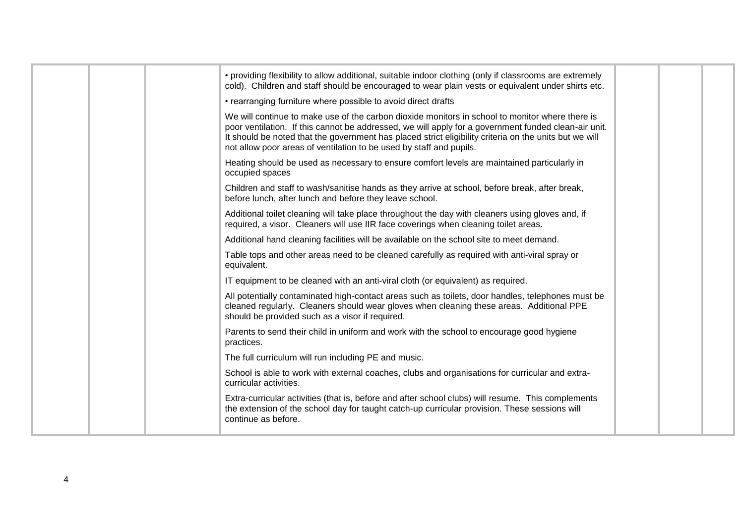| | | | | | | |
|---|---|---|---|---|---|---|
| | | | • providing flexibility to allow additional, suitable indoor clothing (only if classrooms are extremely cold). Children and staff should be encouraged to wear plain vests or equivalent under shirts etc.<br><br>• rearranging furniture where possible to avoid direct drafts<br><br>We will continue to make use of the carbon dioxide monitors in school to monitor where there is poor ventilation. If this cannot be addressed, we will apply for a government funded clean-air unit. It should be noted that the government has placed strict eligibility criteria on the units but we will not allow poor areas of ventilation to be used by staff and pupils.<br><br>Heating should be used as necessary to ensure comfort levels are maintained particularly in occupied spaces<br><br>Children and staff to wash/sanitise hands as they arrive at school, before break, after break, before lunch, after lunch and before they leave school.<br><br>Additional toilet cleaning will take place throughout the day with cleaners using gloves and, if required, a visor. Cleaners will use IIR face coverings when cleaning toilet areas.<br><br>Additional hand cleaning facilities will be available on the school site to meet demand.<br><br>Table tops and other areas need to be cleaned carefully as required with anti-viral spray or equivalent.<br><br>IT equipment to be cleaned with an anti-viral cloth (or equivalent) as required.<br><br>All potentially contaminated high-contact areas such as toilets, door handles, telephones must be cleaned regularly. Cleaners should wear gloves when cleaning these areas. Additional PPE should be provided such as a visor if required.<br><br>Parents to send their child in uniform and work with the school to encourage good hygiene practices.<br><br>The full curriculum will run including PE and music.<br><br>School is able to work with external coaches, clubs and organisations for curricular and extra-curricular activities.<br><br>Extra-curricular activities (that is, before and after school clubs) will resume. This complements the extension of the school day for taught catch-up curricular provision. These sessions will continue as before. | | | |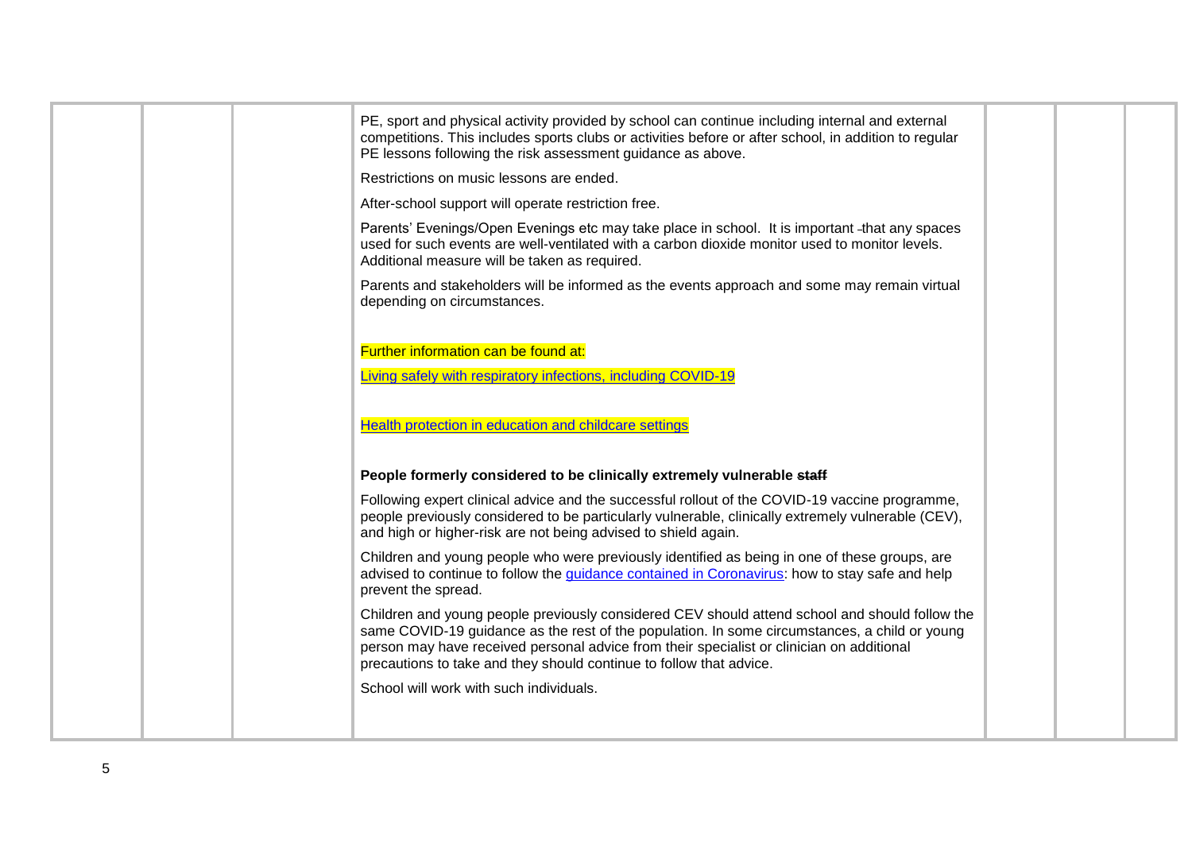| | | | | | | |
|---|---|---|---|---|---|---|
| | | | PE, sport and physical activity provided by school can continue including internal and external competitions. This includes sports clubs or activities before or after school, in addition to regular PE lessons following the risk assessment guidance as above.<br><br>Restrictions on music lessons are ended.<br><br>After-school support will operate restriction free.<br><br>Parents' Evenings/Open Evenings etc may take place in school. It is important that any spaces used for such events are well-ventilated with a carbon dioxide monitor used to monitor levels. Additional measure will be taken as required.<br><br>Parents and stakeholders will be informed as the events approach and some may remain virtual depending on circumstances.<br><br>Further information can be found at:<br><br>Living safely with respiratory infections, including COVID-19<br><br>Health protection in education and childcare settings<br><br>**People formerly considered to be clinically extremely vulnerable ~~staff~~**<br><br>Following expert clinical advice and the successful rollout of the COVID-19 vaccine programme, people previously considered to be particularly vulnerable, clinically extremely vulnerable (CEV), and high or higher-risk are not being advised to shield again.<br><br>Children and young people who were previously identified as being in one of these groups, are advised to continue to follow the guidance contained in Coronavirus: how to stay safe and help prevent the spread.<br><br>Children and young people previously considered CEV should attend school and should follow the same COVID-19 guidance as the rest of the population. In some circumstances, a child or young person may have received personal advice from their specialist or clinician on additional precautions to take and they should continue to follow that advice.<br><br>School will work with such individuals. | | | |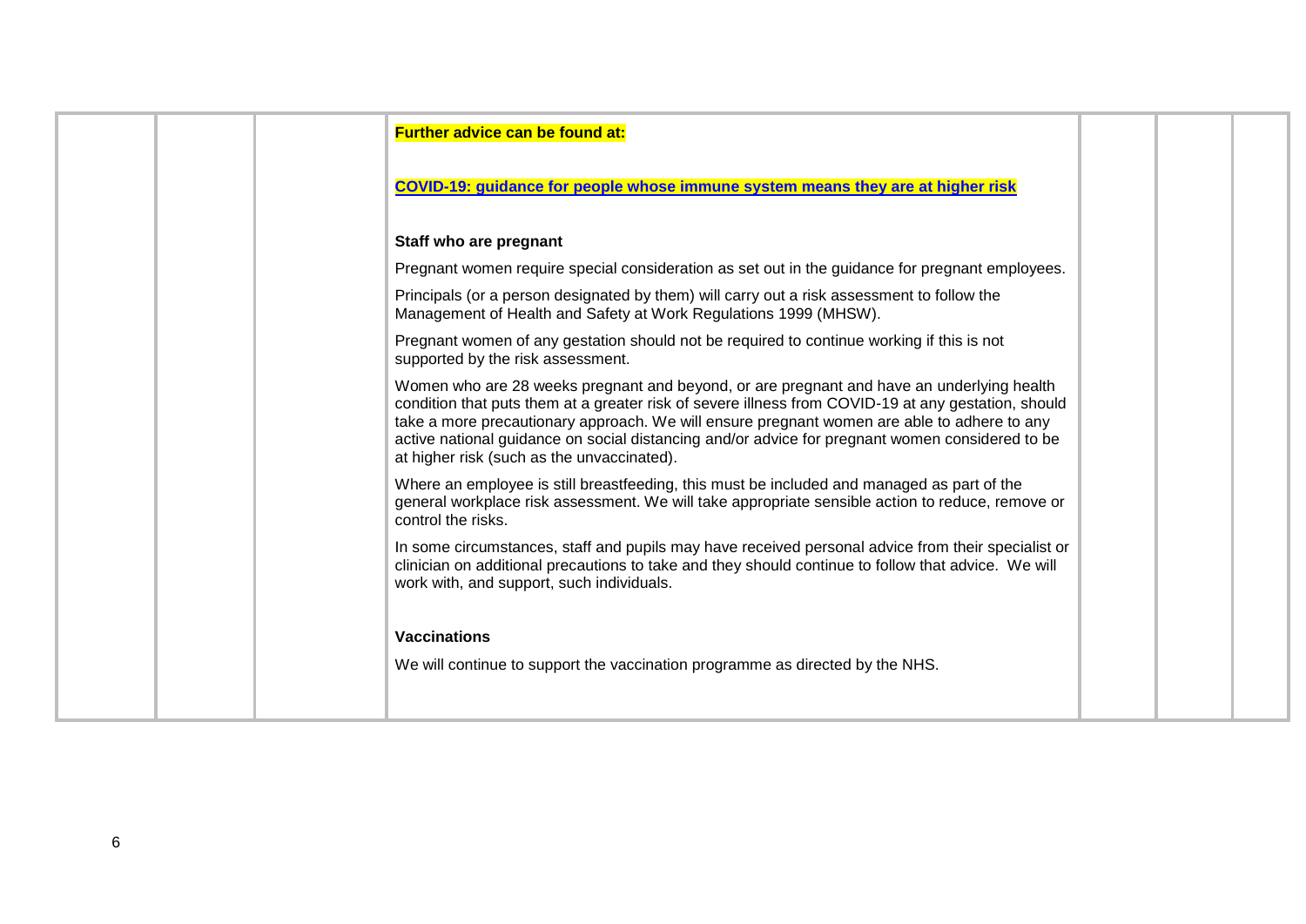| | | | | | | |
|---|---|---|---|---|---|---|
| | | | **Further advice can be found at:**<br><br>**COVID-19: guidance for people whose immune system means they are at higher risk**<br><br>**Staff who are pregnant**<br><br>Pregnant women require special consideration as set out in the guidance for pregnant employees.<br><br>Principals (or a person designated by them) will carry out a risk assessment to follow the Management of Health and Safety at Work Regulations 1999 (MHSW).<br><br>Pregnant women of any gestation should not be required to continue working if this is not supported by the risk assessment.<br><br>Women who are 28 weeks pregnant and beyond, or are pregnant and have an underlying health condition that puts them at a greater risk of severe illness from COVID-19 at any gestation, should take a more precautionary approach. We will ensure pregnant women are able to adhere to any active national guidance on social distancing and/or advice for pregnant women considered to be at higher risk (such as the unvaccinated).<br><br>Where an employee is still breastfeeding, this must be included and managed as part of the general workplace risk assessment. We will take appropriate sensible action to reduce, remove or control the risks.<br><br>In some circumstances, staff and pupils may have received personal advice from their specialist or clinician on additional precautions to take and they should continue to follow that advice. We will work with, and support, such individuals.<br><br>**Vaccinations**<br><br>We will continue to support the vaccination programme as directed by the NHS. | | | |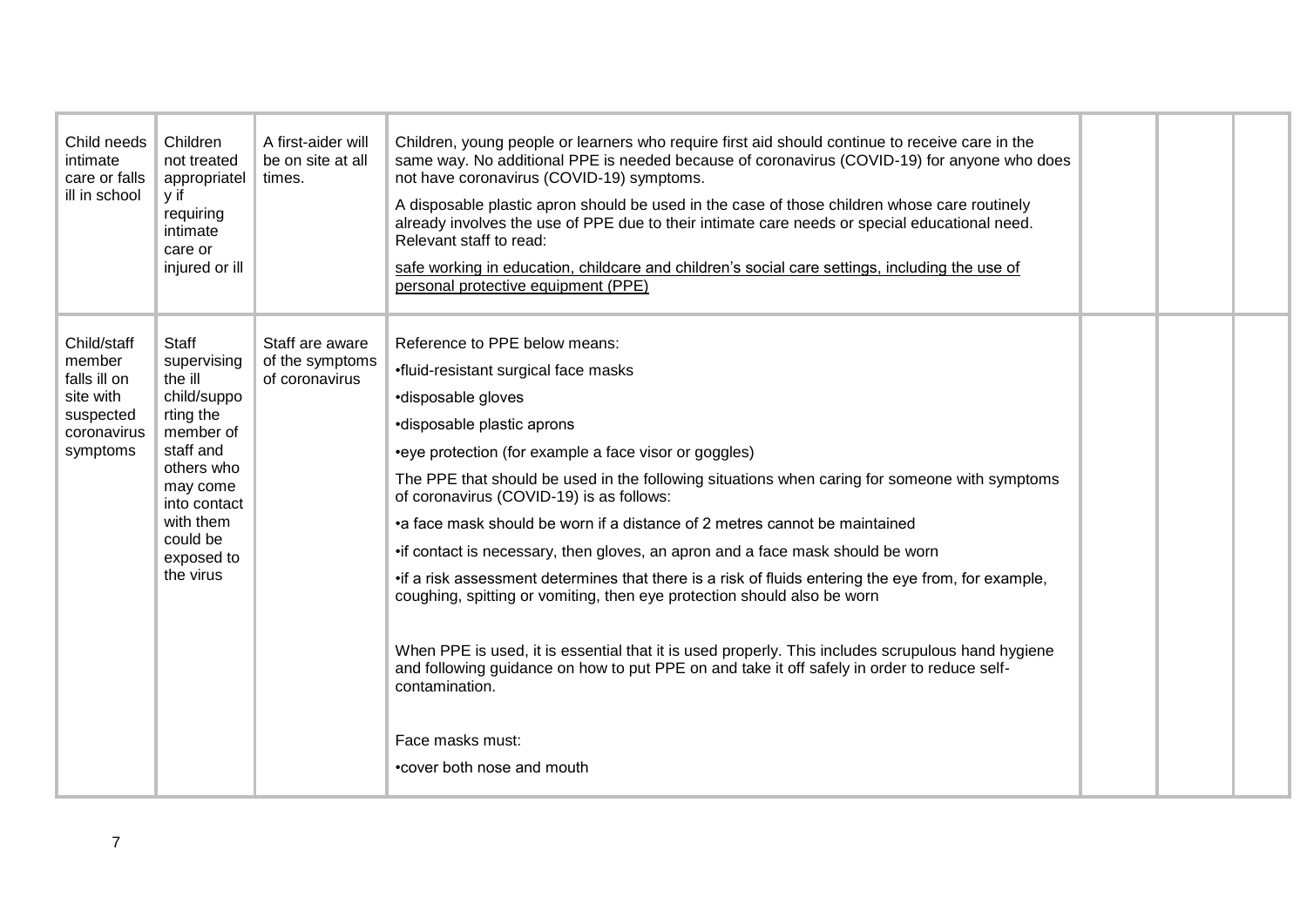| | | | | | | |
|---|---|---|---|---|---|---|
| Child needs intimate care or falls ill in school | Children not treated appropriately if requiring intimate care or injured or ill | A first-aider will be on site at all times. | Children, young people or learners who require first aid should continue to receive care in the same way. No additional PPE is needed because of coronavirus (COVID-19) for anyone who does not have coronavirus (COVID-19) symptoms.<br><br>A disposable plastic apron should be used in the case of those children whose care routinely already involves the use of PPE due to their intimate care needs or special educational need. Relevant staff to read:<br><br>safe working in education, childcare and children's social care settings, including the use of personal protective equipment (PPE) | | | |
| Child/staff member falls ill on site with suspected coronavirus symptoms | Staff supervising the ill child/supporting the member of staff and others who may come into contact with them could be exposed to the virus | Staff are aware of the symptoms of coronavirus | Reference to PPE below means:<br><br>•fluid-resistant surgical face masks<br><br>•disposable gloves<br><br>•disposable plastic aprons<br><br>•eye protection (for example a face visor or goggles)<br><br>The PPE that should be used in the following situations when caring for someone with symptoms of coronavirus (COVID-19) is as follows:<br><br>•a face mask should be worn if a distance of 2 metres cannot be maintained<br><br>•if contact is necessary, then gloves, an apron and a face mask should be worn<br><br>•if a risk assessment determines that there is a risk of fluids entering the eye from, for example, coughing, spitting or vomiting, then eye protection should also be worn<br><br>When PPE is used, it is essential that it is used properly. This includes scrupulous hand hygiene and following guidance on how to put PPE on and take it off safely in order to reduce self-contamination.<br><br>Face masks must:<br><br>•cover both nose and mouth | | | |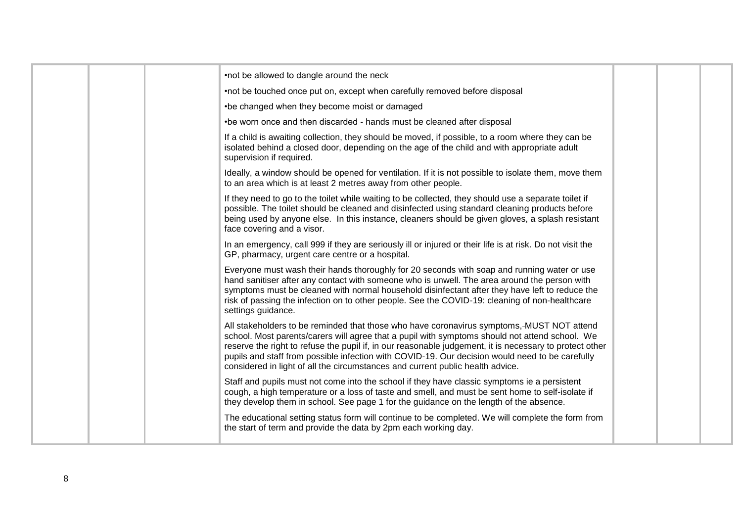| | | | | | | |
|---|---|---|---|---|---|---|
| | | | •not be allowed to dangle around the neck<br><br>•not be touched once put on, except when carefully removed before disposal<br><br>•be changed when they become moist or damaged<br><br>•be worn once and then discarded - hands must be cleaned after disposal<br><br>If a child is awaiting collection, they should be moved, if possible, to a room where they can be isolated behind a closed door, depending on the age of the child and with appropriate adult supervision if required.<br><br>Ideally, a window should be opened for ventilation. If it is not possible to isolate them, move them to an area which is at least 2 metres away from other people.<br><br>If they need to go to the toilet while waiting to be collected, they should use a separate toilet if possible. The toilet should be cleaned and disinfected using standard cleaning products before being used by anyone else. In this instance, cleaners should be given gloves, a splash resistant face covering and a visor.<br><br>In an emergency, call 999 if they are seriously ill or injured or their life is at risk. Do not visit the GP, pharmacy, urgent care centre or a hospital.<br><br>Everyone must wash their hands thoroughly for 20 seconds with soap and running water or use hand sanitiser after any contact with someone who is unwell. The area around the person with symptoms must be cleaned with normal household disinfectant after they have left to reduce the risk of passing the infection on to other people. See the COVID-19: cleaning of non-healthcare settings guidance.<br><br>All stakeholders to be reminded that those who have coronavirus symptoms, MUST NOT attend school. Most parents/carers will agree that a pupil with symptoms should not attend school. We reserve the right to refuse the pupil if, in our reasonable judgement, it is necessary to protect other pupils and staff from possible infection with COVID-19. Our decision would need to be carefully considered in light of all the circumstances and current public health advice.<br><br>Staff and pupils must not come into the school if they have classic symptoms ie a persistent cough, a high temperature or a loss of taste and smell, and must be sent home to self-isolate if they develop them in school. See page 1 for the guidance on the length of the absence.<br><br>The educational setting status form will continue to be completed. We will complete the form from the start of term and provide the data by 2pm each working day. | | | |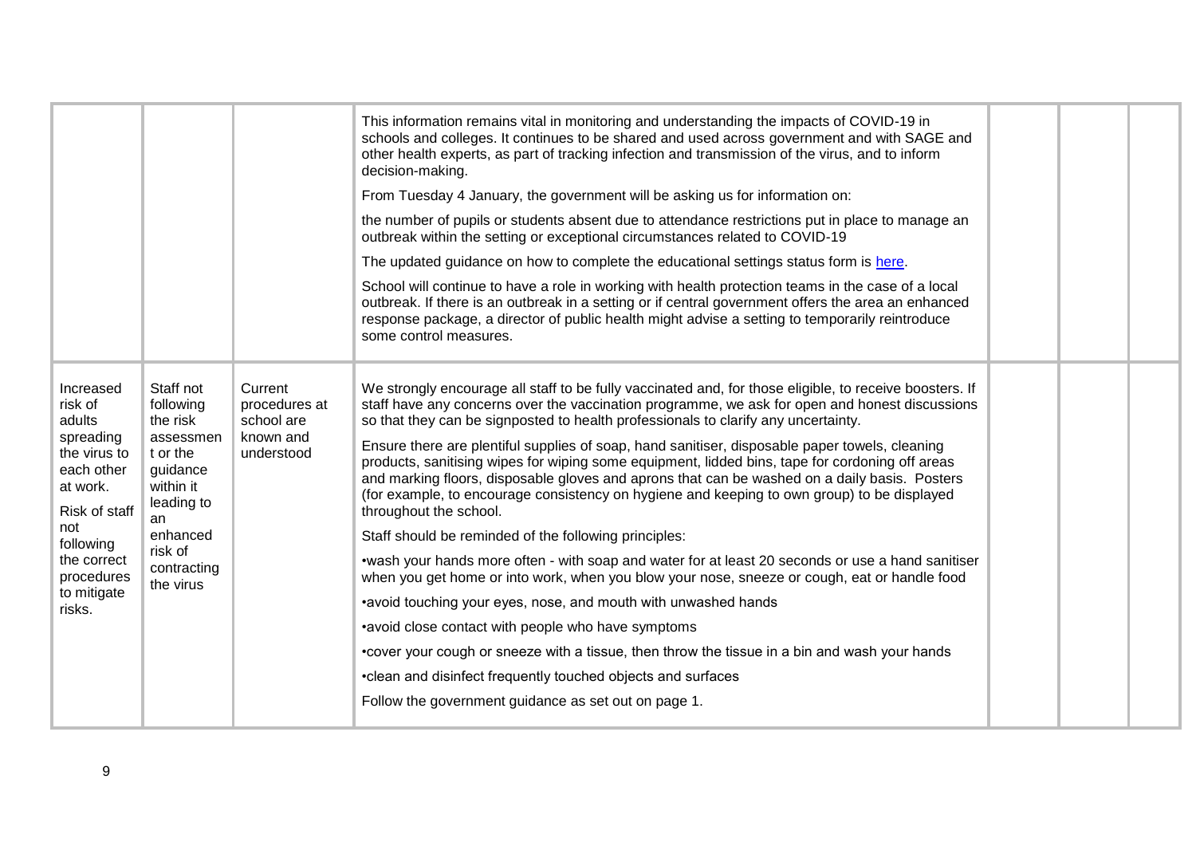| | | | | | | |
|---|---|---|---|---|---|---|
| | | | This information remains vital in monitoring and understanding the impacts of COVID-19 in schools and colleges. It continues to be shared and used across government and with SAGE and other health experts, as part of tracking infection and transmission of the virus, and to inform decision-making.<br><br>From Tuesday 4 January, the government will be asking us for information on:<br><br>the number of pupils or students absent due to attendance restrictions put in place to manage an outbreak within the setting or exceptional circumstances related to COVID-19<br><br>The updated guidance on how to complete the educational settings status form is [here](here).<br><br>School will continue to have a role in working with health protection teams in the case of a local outbreak. If there is an outbreak in a setting or if central government offers the area an enhanced response package, a director of public health might advise a setting to temporarily reintroduce some control measures. | | | |
| Increased risk of adults spreading the virus to each other at work.<br><br>Risk of staff not following the correct procedures to mitigate risks. | Staff not following the risk assessment or the guidance within it leading to an enhanced risk of contracting the virus | Current procedures at school are known and understood | We strongly encourage all staff to be fully vaccinated and, for those eligible, to receive boosters. If staff have any concerns over the vaccination programme, we ask for open and honest discussions so that they can be signposted to health professionals to clarify any uncertainty.<br><br>Ensure there are plentiful supplies of soap, hand sanitiser, disposable paper towels, cleaning products, sanitising wipes for wiping some equipment, lidded bins, tape for cordoning off areas and marking floors, disposable gloves and aprons that can be washed on a daily basis. Posters (for example, to encourage consistency on hygiene and keeping to own group) to be displayed throughout the school.<br><br>Staff should be reminded of the following principles:<br><br>•wash your hands more often - with soap and water for at least 20 seconds or use a hand sanitiser when you get home or into work, when you blow your nose, sneeze or cough, eat or handle food<br><br>•avoid touching your eyes, nose, and mouth with unwashed hands<br><br>•avoid close contact with people who have symptoms<br><br>•cover your cough or sneeze with a tissue, then throw the tissue in a bin and wash your hands<br><br>•clean and disinfect frequently touched objects and surfaces<br><br>Follow the government guidance as set out on page 1. | | | |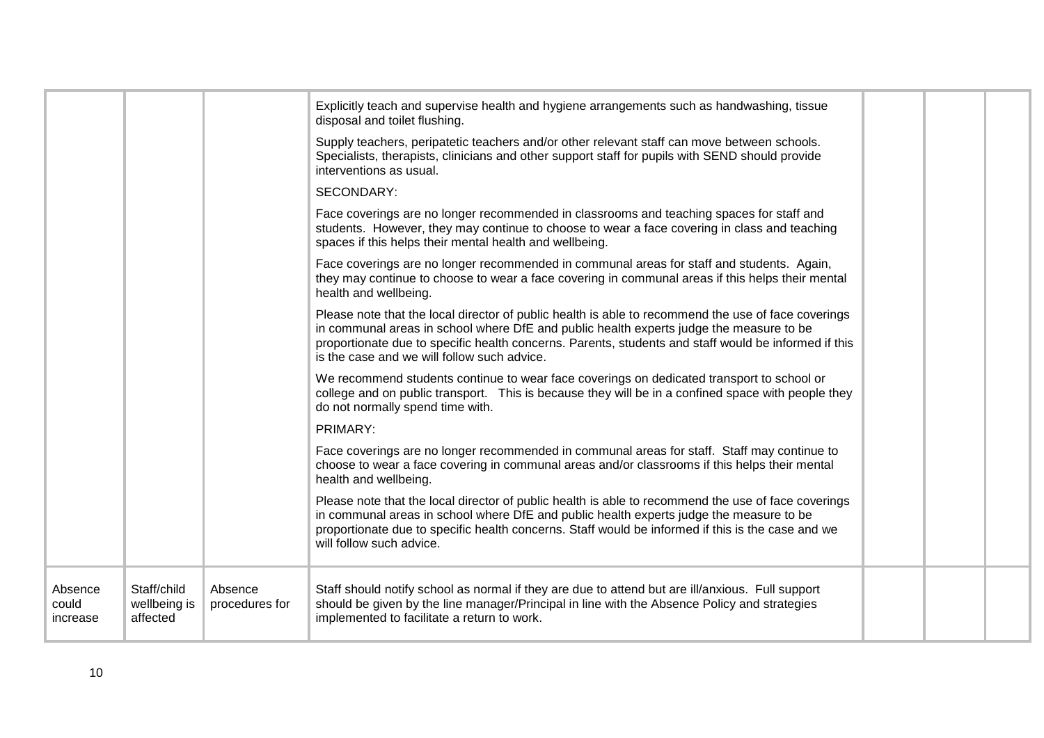| | | | | | | |
|---|---|---|---|---|---|---|
| | | | Explicitly teach and supervise health and hygiene arrangements such as handwashing, tissue disposal and toilet flushing.<br><br>Supply teachers, peripatetic teachers and/or other relevant staff can move between schools. Specialists, therapists, clinicians and other support staff for pupils with SEND should provide interventions as usual.<br><br>SECONDARY:<br><br>Face coverings are no longer recommended in classrooms and teaching spaces for staff and students. However, they may continue to choose to wear a face covering in class and teaching spaces if this helps their mental health and wellbeing.<br><br>Face coverings are no longer recommended in communal areas for staff and students. Again, they may continue to choose to wear a face covering in communal areas if this helps their mental health and wellbeing.<br><br>Please note that the local director of public health is able to recommend the use of face coverings in communal areas in school where DfE and public health experts judge the measure to be proportionate due to specific health concerns. Parents, students and staff would be informed if this is the case and we will follow such advice.<br><br>We recommend students continue to wear face coverings on dedicated transport to school or college and on public transport. This is because they will be in a confined space with people they do not normally spend time with.<br><br>PRIMARY:<br><br>Face coverings are no longer recommended in communal areas for staff. Staff may continue to choose to wear a face covering in communal areas and/or classrooms if this helps their mental health and wellbeing.<br><br>Please note that the local director of public health is able to recommend the use of face coverings in communal areas in school where DfE and public health experts judge the measure to be proportionate due to specific health concerns. Staff would be informed if this is the case and we will follow such advice. | | | |
| Absence could increase | Staff/child wellbeing is affected | Absence procedures for | Staff should notify school as normal if they are due to attend but are ill/anxious. Full support should be given by the line manager/Principal in line with the Absence Policy and strategies implemented to facilitate a return to work. | | | |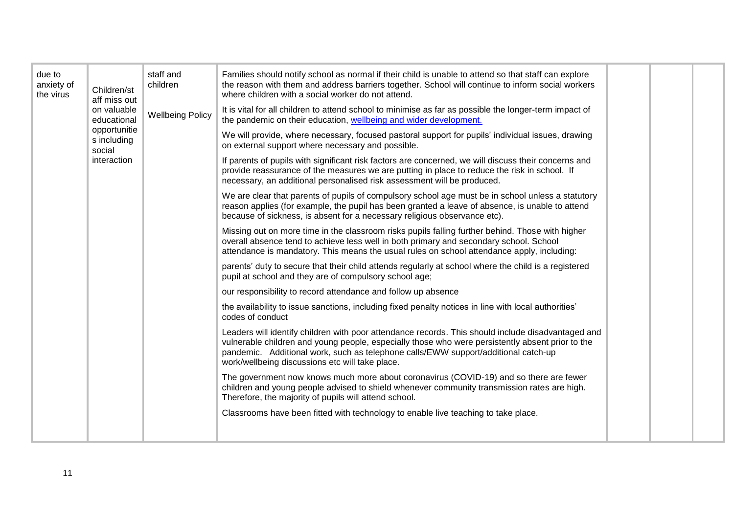| due to anxiety of the virus | Children/staff miss out on valuable educational opportunities including social interaction | staff and children<br><br>Wellbeing Policy | Families should notify school as normal if their child is unable to attend so that staff can explore the reason with them and address barriers together. School will continue to inform social workers where children with a social worker do not attend.<br><br>It is vital for all children to attend school to minimise as far as possible the longer-term impact of the pandemic on their education, [wellbeing and wider development.](#)<br><br>We will provide, where necessary, focused pastoral support for pupils' individual issues, drawing on external support where necessary and possible.<br><br>If parents of pupils with significant risk factors are concerned, we will discuss their concerns and provide reassurance of the measures we are putting in place to reduce the risk in school. If necessary, an additional personalised risk assessment will be produced.<br><br>We are clear that parents of pupils of compulsory school age must be in school unless a statutory reason applies (for example, the pupil has been granted a leave of absence, is unable to attend because of sickness, is absent for a necessary religious observance etc).<br><br>Missing out on more time in the classroom risks pupils falling further behind. Those with higher overall absence tend to achieve less well in both primary and secondary school. School attendance is mandatory. This means the usual rules on school attendance apply, including:<br><br>parents' duty to secure that their child attends regularly at school where the child is a registered pupil at school and they are of compulsory school age;<br><br>our responsibility to record attendance and follow up absence<br><br>the availability to issue sanctions, including fixed penalty notices in line with local authorities' codes of conduct<br><br>Leaders will identify children with poor attendance records. This should include disadvantaged and vulnerable children and young people, especially those who were persistently absent prior to the pandemic. Additional work, such as telephone calls/EWW support/additional catch-up work/wellbeing discussions etc will take place.<br><br>The government now knows much more about coronavirus (COVID-19) and so there are fewer children and young people advised to shield whenever community transmission rates are high. Therefore, the majority of pupils will attend school.<br><br>Classrooms have been fitted with technology to enable live teaching to take place. | | | |
|---|---|---|---|---|---|---|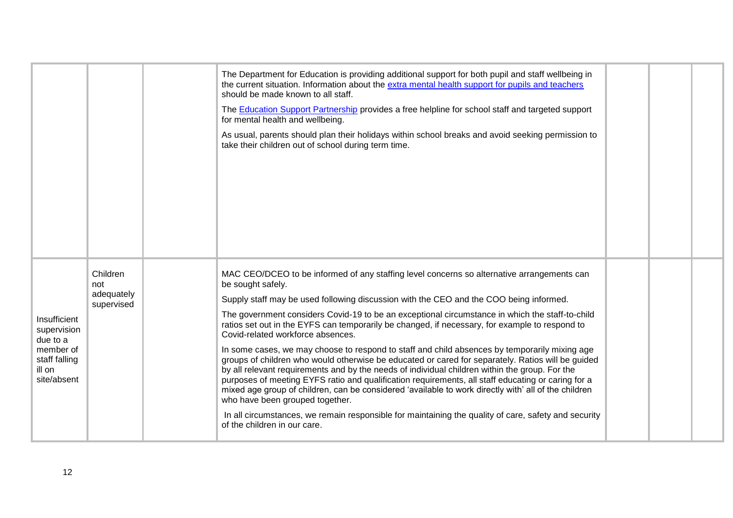| | | | | | | |
|---|---|---|---|---|---|---|
| | | | The Department for Education is providing additional support for both pupil and staff wellbeing in the current situation. Information about the [extra mental health support for pupils and teachers]() should be made known to all staff.<br><br>The [Education Support Partnership]() provides a free helpline for school staff and targeted support for mental health and wellbeing.<br><br>As usual, parents should plan their holidays within school breaks and avoid seeking permission to take their children out of school during term time. | | | |
| Insufficient supervision due to a member of staff falling ill on site/absent | Children not adequately supervised | | MAC CEO/DCEO to be informed of any staffing level concerns so alternative arrangements can be sought safely.<br><br>Supply staff may be used following discussion with the CEO and the COO being informed.<br><br>The government considers Covid-19 to be an exceptional circumstance in which the staff-to-child ratios set out in the EYFS can temporarily be changed, if necessary, for example to respond to Covid-related workforce absences.<br><br>In some cases, we may choose to respond to staff and child absences by temporarily mixing age groups of children who would otherwise be educated or cared for separately. Ratios will be guided by all relevant requirements and by the needs of individual children within the group. For the purposes of meeting EYFS ratio and qualification requirements, all staff educating or caring for a mixed age group of children, can be considered 'available to work directly with' all of the children who have been grouped together.<br><br>In all circumstances, we remain responsible for maintaining the quality of care, safety and security of the children in our care. | | | |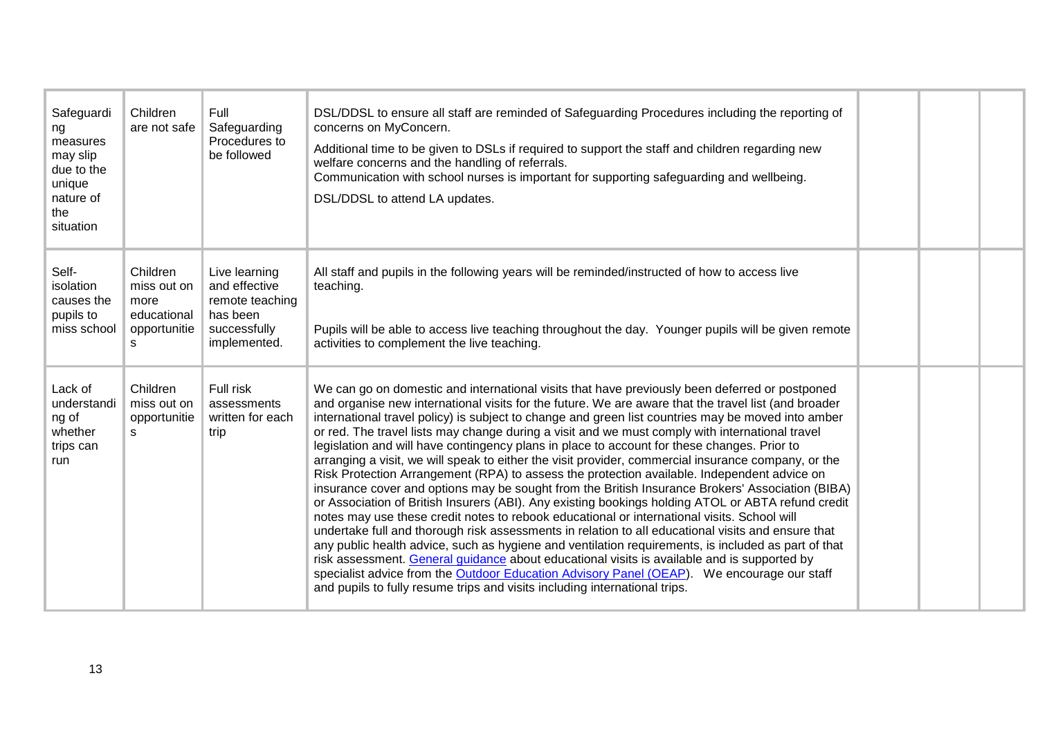| | | | | | | |
|---|---|---|---|---|---|---|
| Safeguarding measures may slip due to the unique nature of the situation | Children are not safe | Full Safeguarding Procedures to be followed | DSL/DDSL to ensure all staff are reminded of Safeguarding Procedures including the reporting of concerns on MyConcern.<br><br>Additional time to be given to DSLs if required to support the staff and children regarding new welfare concerns and the handling of referrals.<br>Communication with school nurses is important for supporting safeguarding and wellbeing.<br><br>DSL/DDSL to attend LA updates. | | | |
| Self-isolation causes the pupils to miss school | Children miss out on more educational opportunities | Live learning and effective remote teaching has been successfully implemented. | All staff and pupils in the following years will be reminded/instructed of how to access live teaching.<br><br>Pupils will be able to access live teaching throughout the day. Younger pupils will be given remote activities to complement the live teaching. | | | |
| Lack of understanding of whether trips can run | Children miss out on opportunities | Full risk assessments written for each trip | We can go on domestic and international visits that have previously been deferred or postponed and organise new international visits for the future. We are aware that the travel list (and broader international travel policy) is subject to change and green list countries may be moved into amber or red. The travel lists may change during a visit and we must comply with international travel legislation and will have contingency plans in place to account for these changes. Prior to arranging a visit, we will speak to either the visit provider, commercial insurance company, or the Risk Protection Arrangement (RPA) to assess the protection available. Independent advice on insurance cover and options may be sought from the British Insurance Brokers' Association (BIBA) or Association of British Insurers (ABI). Any existing bookings holding ATOL or ABTA refund credit notes may use these credit notes to rebook educational or international visits. School will undertake full and thorough risk assessments in relation to all educational visits and ensure that any public health advice, such as hygiene and ventilation requirements, is included as part of that risk assessment. General guidance about educational visits is available and is supported by specialist advice from the Outdoor Education Advisory Panel (OEAP). We encourage our staff and pupils to fully resume trips and visits including international trips. | | | |